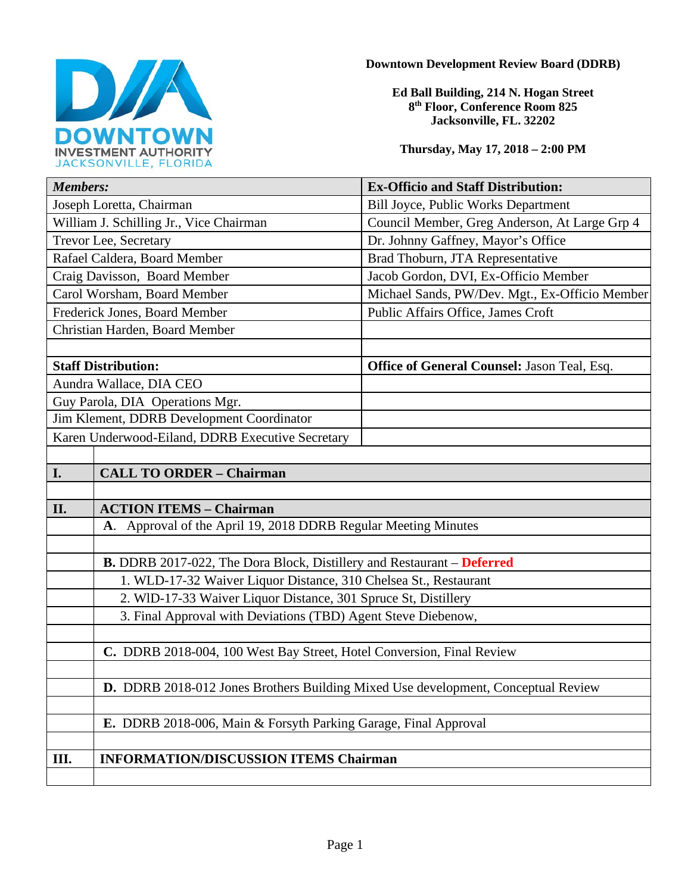DOWNTOWN INVESTMENT AUTHORITY
JACKSONVILLE, FLORIDA

**Downtown Development Review Board (DDRB)**

**Ed Ball Building, 214 N. Hogan Street**
**8th Floor, Conference Room 825**
**Jacksonville, FL. 32202**

**Thursday, May 17, 2018 – 2:00 PM**

| ***Members:*** | **Ex-Officio and Staff Distribution:** |
|---|---|
| Joseph Loretta, Chairman | Bill Joyce, Public Works Department |
| William J. Schilling Jr., Vice Chairman | Council Member, Greg Anderson, At Large Grp 4 |
| Trevor Lee, Secretary | Dr. Johnny Gaffney, Mayor's Office |
| Rafael Caldera, Board Member | Brad Thoburn, JTA Representative |
| Craig Davisson, Board Member | Jacob Gordon, DVI, Ex-Officio Member |
| Carol Worsham, Board Member | Michael Sands, PW/Dev. Mgt., Ex-Officio Member |
| Frederick Jones, Board Member | Public Affairs Office, James Croft |
| Christian Harden, Board Member | |
| | |
| **Staff Distribution:** | **Office of General Counsel:** Jason Teal, Esq. |
| Aundra Wallace, DIA CEO | |
| Guy Parola, DIA Operations Mgr. | |
| Jim Klement, DDRB Development Coordinator | |
| Karen Underwood-Eiland, DDRB Executive Secretary | |

| | |
|---|---|
| **I.** | **CALL TO ORDER – Chairman** |
| | |
| **II.** | **ACTION ITEMS – Chairman** |
| | **A**. Approval of the April 19, 2018 DDRB Regular Meeting Minutes |
| | |
| | **B.** DDRB 2017-022, The Dora Block, Distillery and Restaurant – **Deferred** |
| | 1. WLD-17-32 Waiver Liquor Distance, 310 Chelsea St., Restaurant |
| | 2. WlD-17-33 Waiver Liquor Distance, 301 Spruce St, Distillery |
| | 3. Final Approval with Deviations (TBD) Agent Steve Diebenow, |
| | |
| | **C.** DDRB 2018-004, 100 West Bay Street, Hotel Conversion, Final Review |
| | |
| | **D.** DDRB 2018-012 Jones Brothers Building Mixed Use development, Conceptual Review |
| | |
| | **E.** DDRB 2018-006, Main & Forsyth Parking Garage, Final Approval |
| | |
| **III.** | **INFORMATION/DISCUSSION ITEMS Chairman** |
| | |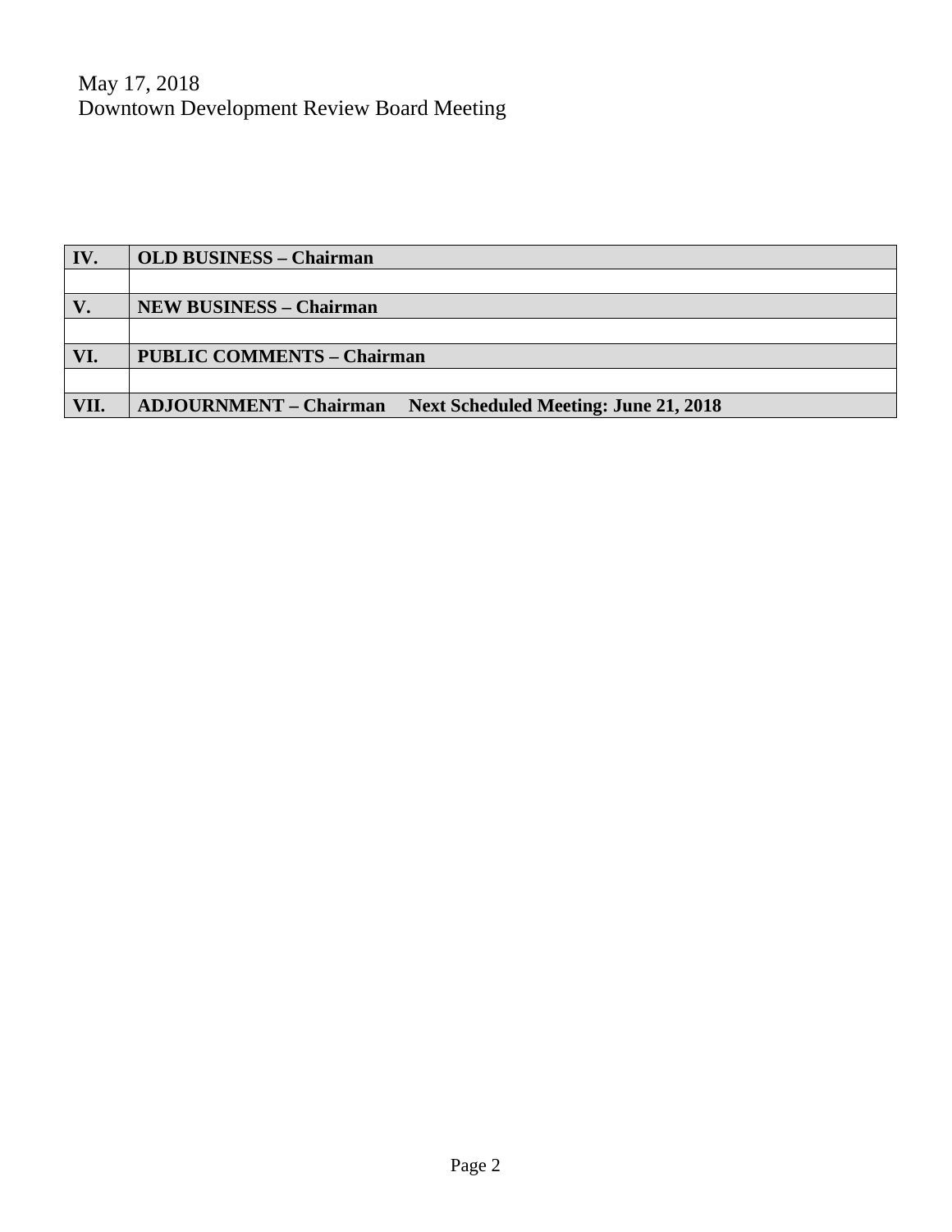May 17, 2018
Downtown Development Review Board Meeting

| IV. | OLD BUSINESS – Chairman |
|---|---|
| | |
| **V.** | **NEW BUSINESS – Chairman** |
| | |
| **VI.** | **PUBLIC COMMENTS – Chairman** |
| | |
| **VII.** | **ADJOURNMENT – Chairman     Next Scheduled Meeting: June 21, 2018** |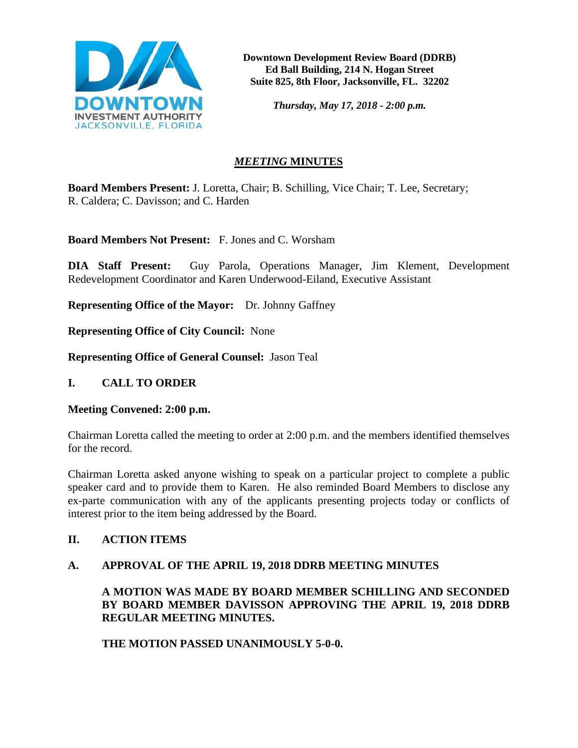**Downtown Development Review Board (DDRB)**
**Ed Ball Building, 214 N. Hogan Street**
**Suite 825, 8th Floor, Jacksonville, FL. 32202**

***Thursday, May 17, 2018 - 2:00 p.m.***

# ***MEETING* MINUTES**

**Board Members Present:** J. Loretta, Chair; B. Schilling, Vice Chair; T. Lee, Secretary; R. Caldera; C. Davisson; and C. Harden

**Board Members Not Present:** F. Jones and C. Worsham

**DIA Staff Present:** Guy Parola, Operations Manager, Jim Klement, Development Redevelopment Coordinator and Karen Underwood-Eiland, Executive Assistant

**Representing Office of the Mayor:** Dr. Johnny Gaffney

**Representing Office of City Council:** None

**Representing Office of General Counsel:** Jason Teal

## I. CALL TO ORDER

**Meeting Convened: 2:00 p.m.**

Chairman Loretta called the meeting to order at 2:00 p.m. and the members identified themselves for the record.

Chairman Loretta asked anyone wishing to speak on a particular project to complete a public speaker card and to provide them to Karen. He also reminded Board Members to disclose any ex-parte communication with any of the applicants presenting projects today or conflicts of interest prior to the item being addressed by the Board.

## II. ACTION ITEMS

### A. APPROVAL OF THE APRIL 19, 2018 DDRB MEETING MINUTES

**A MOTION WAS MADE BY BOARD MEMBER SCHILLING AND SECONDED BY BOARD MEMBER DAVISSON APPROVING THE APRIL 19, 2018 DDRB REGULAR MEETING MINUTES.**

**THE MOTION PASSED UNANIMOUSLY 5-0-0.**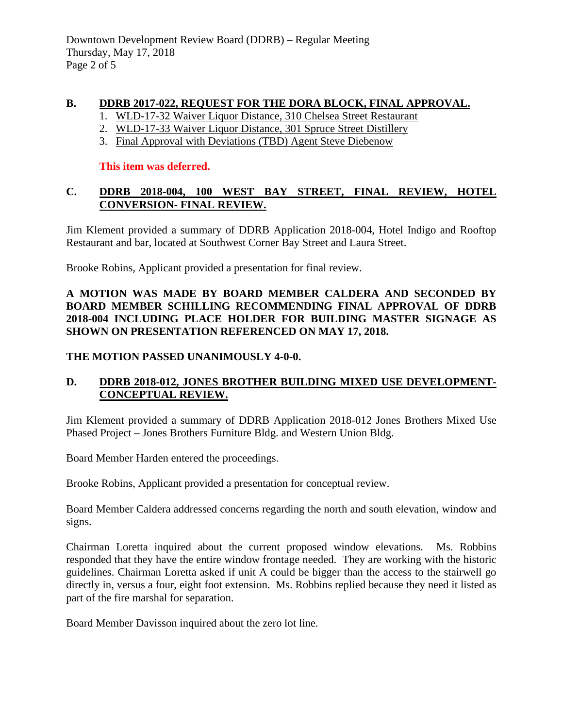## B. DDRB 2017-022, REQUEST FOR THE DORA BLOCK, FINAL APPROVAL.

1. WLD-17-32 Waiver Liquor Distance, 310 Chelsea Street Restaurant
2. WLD-17-33 Waiver Liquor Distance, 301 Spruce Street Distillery
3. Final Approval with Deviations (TBD) Agent Steve Diebenow

**This item was deferred.**

## C. DDRB 2018-004, 100 WEST BAY STREET, FINAL REVIEW, HOTEL CONVERSION- FINAL REVIEW.

Jim Klement provided a summary of DDRB Application 2018-004, Hotel Indigo and Rooftop Restaurant and bar, located at Southwest Corner Bay Street and Laura Street.

Brooke Robins, Applicant provided a presentation for final review.

**A MOTION WAS MADE BY BOARD MEMBER CALDERA AND SECONDED BY BOARD MEMBER SCHILLING RECOMMENDING FINAL APPROVAL OF DDRB 2018-004 INCLUDING PLACE HOLDER FOR BUILDING MASTER SIGNAGE AS SHOWN ON PRESENTATION REFERENCED ON MAY 17, 2018.**

**THE MOTION PASSED UNANIMOUSLY 4-0-0.**

## D. DDRB 2018-012, JONES BROTHER BUILDING MIXED USE DEVELOPMENT-CONCEPTUAL REVIEW.

Jim Klement provided a summary of DDRB Application 2018-012 Jones Brothers Mixed Use Phased Project – Jones Brothers Furniture Bldg. and Western Union Bldg.

Board Member Harden entered the proceedings.

Brooke Robins, Applicant provided a presentation for conceptual review.

Board Member Caldera addressed concerns regarding the north and south elevation, window and signs.

Chairman Loretta inquired about the current proposed window elevations. Ms. Robbins responded that they have the entire window frontage needed. They are working with the historic guidelines. Chairman Loretta asked if unit A could be bigger than the access to the stairwell go directly in, versus a four, eight foot extension. Ms. Robbins replied because they need it listed as part of the fire marshal for separation.

Board Member Davisson inquired about the zero lot line.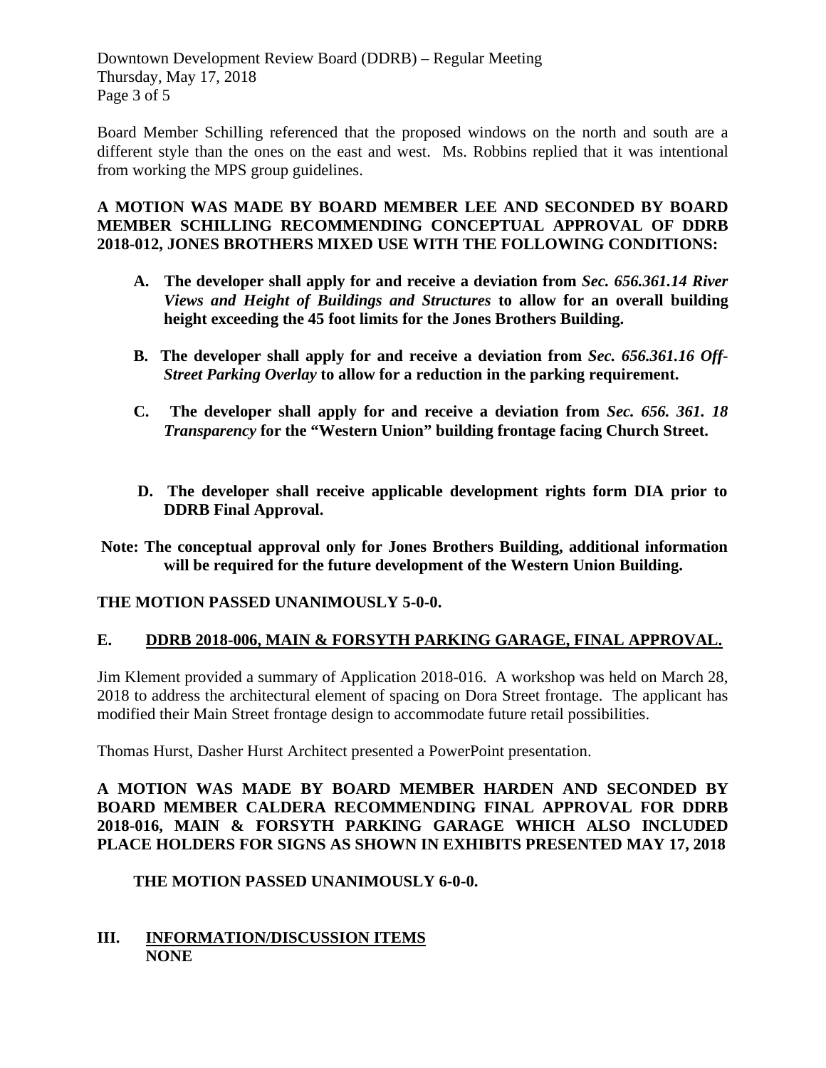Board Member Schilling referenced that the proposed windows on the north and south are a different style than the ones on the east and west. Ms. Robbins replied that it was intentional from working the MPS group guidelines.

**A MOTION WAS MADE BY BOARD MEMBER LEE AND SECONDED BY BOARD MEMBER SCHILLING RECOMMENDING CONCEPTUAL APPROVAL OF DDRB 2018-012, JONES BROTHERS MIXED USE WITH THE FOLLOWING CONDITIONS:**

**A. The developer shall apply for and receive a deviation from *Sec. 656.361.14 River Views and Height of Buildings and Structures* to allow for an overall building height exceeding the 45 foot limits for the Jones Brothers Building.**

**B. The developer shall apply for and receive a deviation from *Sec. 656.361.16 Off-Street Parking Overlay* to allow for a reduction in the parking requirement.**

**C. The developer shall apply for and receive a deviation from *Sec. 656. 361. 18 Transparency* for the "Western Union" building frontage facing Church Street.**

**D. The developer shall receive applicable development rights form DIA prior to DDRB Final Approval.**

**Note: The conceptual approval only for Jones Brothers Building, additional information will be required for the future development of the Western Union Building.**

**THE MOTION PASSED UNANIMOUSLY 5-0-0.**

## E. DDRB 2018-006, MAIN & FORSYTH PARKING GARAGE, FINAL APPROVAL.

Jim Klement provided a summary of Application 2018-016. A workshop was held on March 28, 2018 to address the architectural element of spacing on Dora Street frontage. The applicant has modified their Main Street frontage design to accommodate future retail possibilities.

Thomas Hurst, Dasher Hurst Architect presented a PowerPoint presentation.

**A MOTION WAS MADE BY BOARD MEMBER HARDEN AND SECONDED BY BOARD MEMBER CALDERA RECOMMENDING FINAL APPROVAL FOR DDRB 2018-016, MAIN & FORSYTH PARKING GARAGE WHICH ALSO INCLUDED PLACE HOLDERS FOR SIGNS AS SHOWN IN EXHIBITS PRESENTED MAY 17, 2018**

**THE MOTION PASSED UNANIMOUSLY 6-0-0.**

# III. INFORMATION/DISCUSSION ITEMS

**NONE**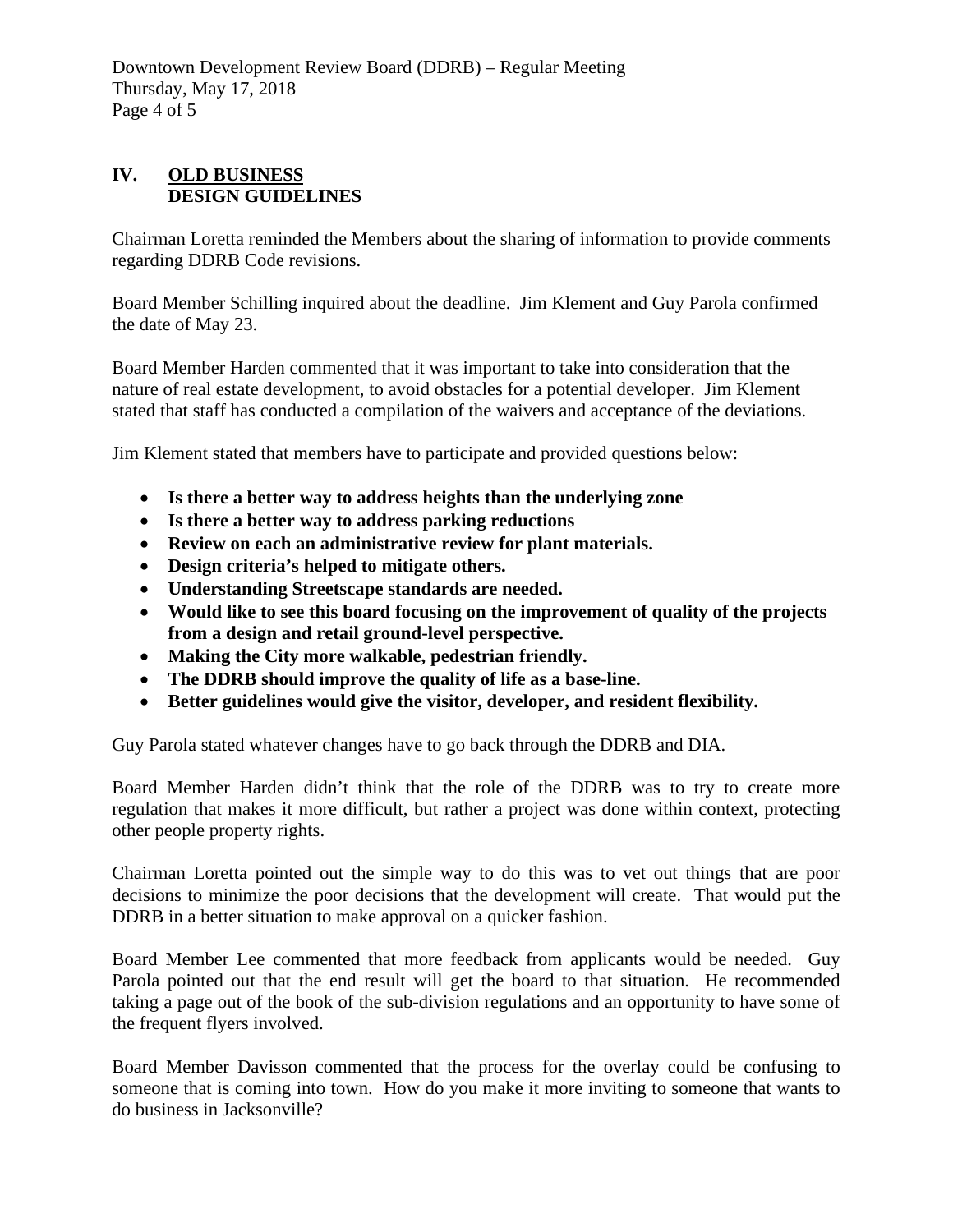## IV. OLD BUSINESS
### DESIGN GUIDELINES

Chairman Loretta reminded the Members about the sharing of information to provide comments regarding DDRB Code revisions.

Board Member Schilling inquired about the deadline. Jim Klement and Guy Parola confirmed the date of May 23.

Board Member Harden commented that it was important to take into consideration that the nature of real estate development, to avoid obstacles for a potential developer. Jim Klement stated that staff has conducted a compilation of the waivers and acceptance of the deviations.

Jim Klement stated that members have to participate and provided questions below:

- **Is there a better way to address heights than the underlying zone**
- **Is there a better way to address parking reductions**
- **Review on each an administrative review for plant materials.**
- **Design criteria's helped to mitigate others.**
- **Understanding Streetscape standards are needed.**
- **Would like to see this board focusing on the improvement of quality of the projects from a design and retail ground-level perspective.**
- **Making the City more walkable, pedestrian friendly.**
- **The DDRB should improve the quality of life as a base-line.**
- **Better guidelines would give the visitor, developer, and resident flexibility.**

Guy Parola stated whatever changes have to go back through the DDRB and DIA.

Board Member Harden didn't think that the role of the DDRB was to try to create more regulation that makes it more difficult, but rather a project was done within context, protecting other people property rights.

Chairman Loretta pointed out the simple way to do this was to vet out things that are poor decisions to minimize the poor decisions that the development will create. That would put the DDRB in a better situation to make approval on a quicker fashion.

Board Member Lee commented that more feedback from applicants would be needed. Guy Parola pointed out that the end result will get the board to that situation. He recommended taking a page out of the book of the sub-division regulations and an opportunity to have some of the frequent flyers involved.

Board Member Davisson commented that the process for the overlay could be confusing to someone that is coming into town. How do you make it more inviting to someone that wants to do business in Jacksonville?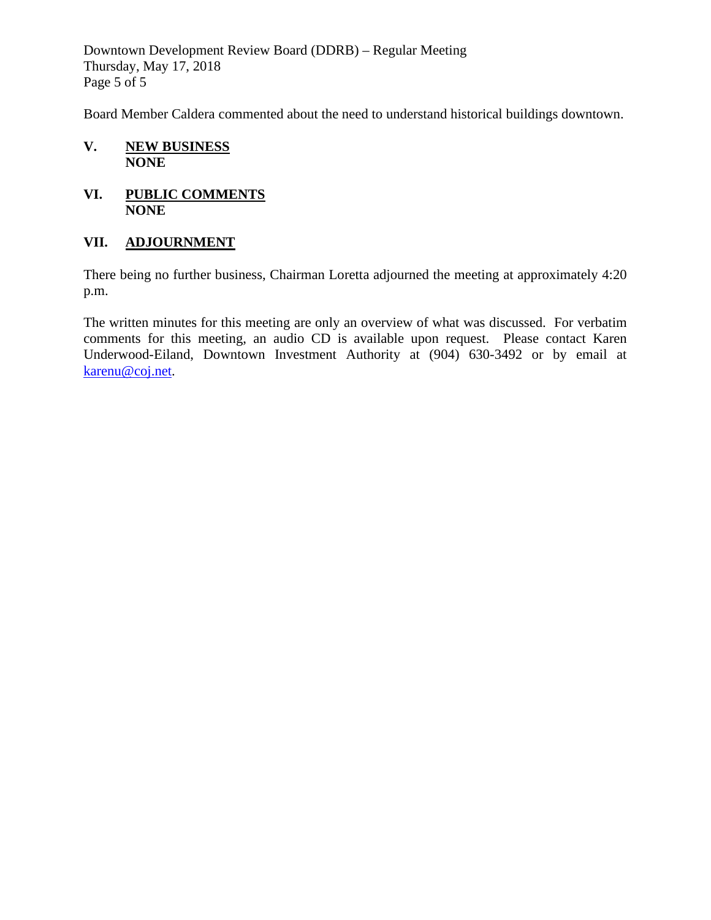Board Member Caldera commented about the need to understand historical buildings downtown.

## V. NEW BUSINESS

**NONE**

## VI. PUBLIC COMMENTS

**NONE**

## VII. ADJOURNMENT

There being no further business, Chairman Loretta adjourned the meeting at approximately 4:20 p.m.

The written minutes for this meeting are only an overview of what was discussed. For verbatim comments for this meeting, an audio CD is available upon request. Please contact Karen Underwood-Eiland, Downtown Investment Authority at (904) 630-3492 or by email at karenu@coj.net.